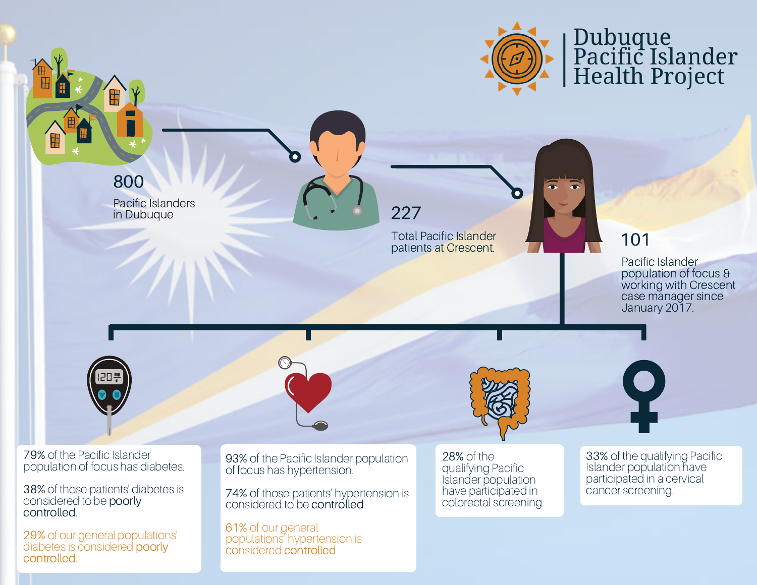# Dubuque Pacific Islander Health Project

**800**

Pacific Islanders in Dubuque

**227**

Total Pacific Islander patients at Crescent.

**101**

Pacific Islander population of focus & working with Crescent case manager since January 2017.

79% of the Pacific Islander population of focus has diabetes.

38% of those patients' diabetes is considered to be poorly controlled.

29% of our general populations' diabetes is considered poorly controlled.

93% of the Pacific Islander population of focus has hypertension.

74% of those patients' hypertension is considered to be controlled.

61% of our general populations' hypertension is considered controlled.

28% of the qualifying Pacific Islander population have participated in colorectal screening.

33% of the qualifying Pacific Islander population have participated in a cervical cancer screening.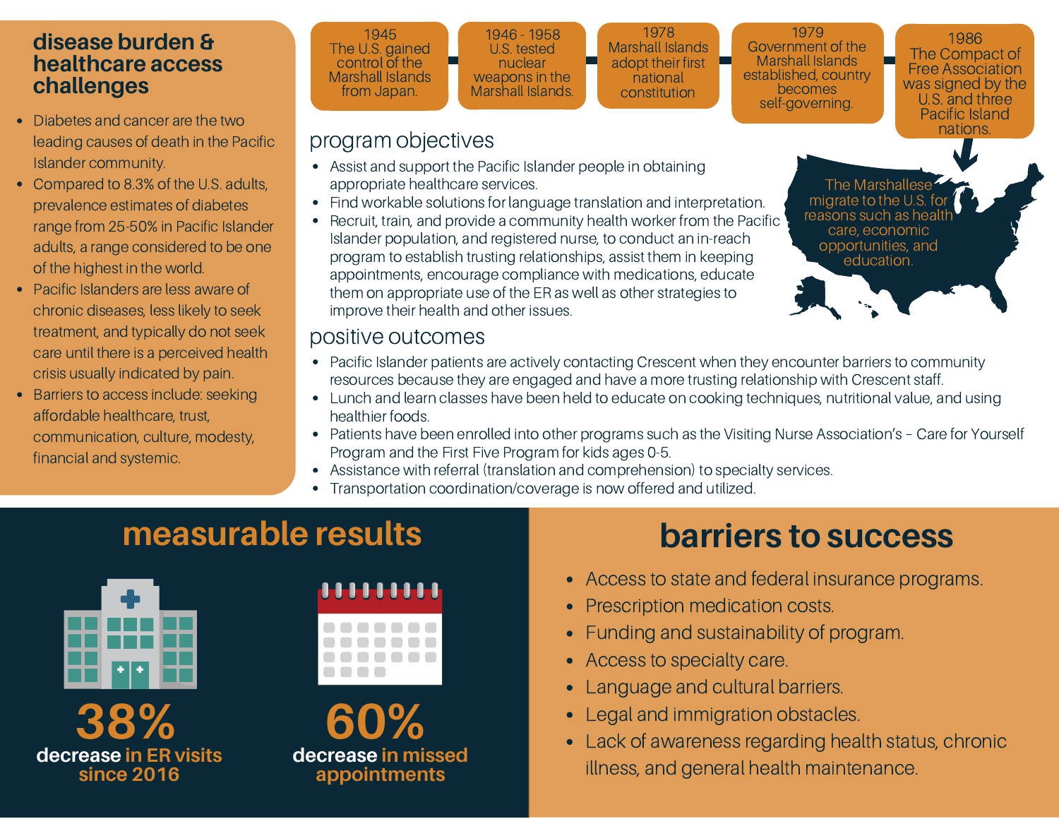## disease burden & healthcare access challenges

- Diabetes and cancer are the two leading causes of death in the Pacific Islander community.
- Compared to 8.3% of the U.S. adults, prevalence estimates of diabetes range from 25-50% in Pacific Islander adults, a range considered to be one of the highest in the world.
- Pacific Islanders are less aware of chronic diseases, less likely to seek treatment, and typically do not seek care until there is a perceived health crisis usually indicated by pain.
- Barriers to access include: seeking affordable healthcare, trust, communication, culture, modesty, financial and systemic.

1945
The U.S. gained control of the Marshall Islands from Japan.

1946 - 1958
U.S. tested nuclear weapons in the Marshall Islands.

1978
Marshall Islands adopt their first national constitution

1979
Government of the Marshall Islands established, country becomes self-governing.

1986
The Compact of Free Association was signed by the U.S. and three Pacific Island nations.

The Marshallese migrate to the U.S. for reasons such as health care, economic opportunities, and education.

## program objectives

- Assist and support the Pacific Islander people in obtaining appropriate healthcare services.
- Find workable solutions for language translation and interpretation.
- Recruit, train, and provide a community health worker from the Pacific Islander population, and registered nurse, to conduct an in-reach program to establish trusting relationships, assist them in keeping appointments, encourage compliance with medications, educate them on appropriate use of the ER as well as other strategies to improve their health and other issues.

## positive outcomes

- Pacific Islander patients are actively contacting Crescent when they encounter barriers to community resources because they are engaged and have a more trusting relationship with Crescent staff.
- Lunch and learn classes have been held to educate on cooking techniques, nutritional value, and using healthier foods.
- Patients have been enrolled into other programs such as the Visiting Nurse Association's – Care for Yourself Program and the First Five Program for kids ages 0-5.
- Assistance with referral (translation and comprehension) to specialty services.
- Transportation coordination/coverage is now offered and utilized.

## measurable results

**38%**
**decrease** in ER visits since 2016

**60%**
**decrease** in missed appointments

## barriers to success

- Access to state and federal insurance programs.
- Prescription medication costs.
- Funding and sustainability of program.
- Access to specialty care.
- Language and cultural barriers.
- Legal and immigration obstacles.
- Lack of awareness regarding health status, chronic illness, and general health maintenance.